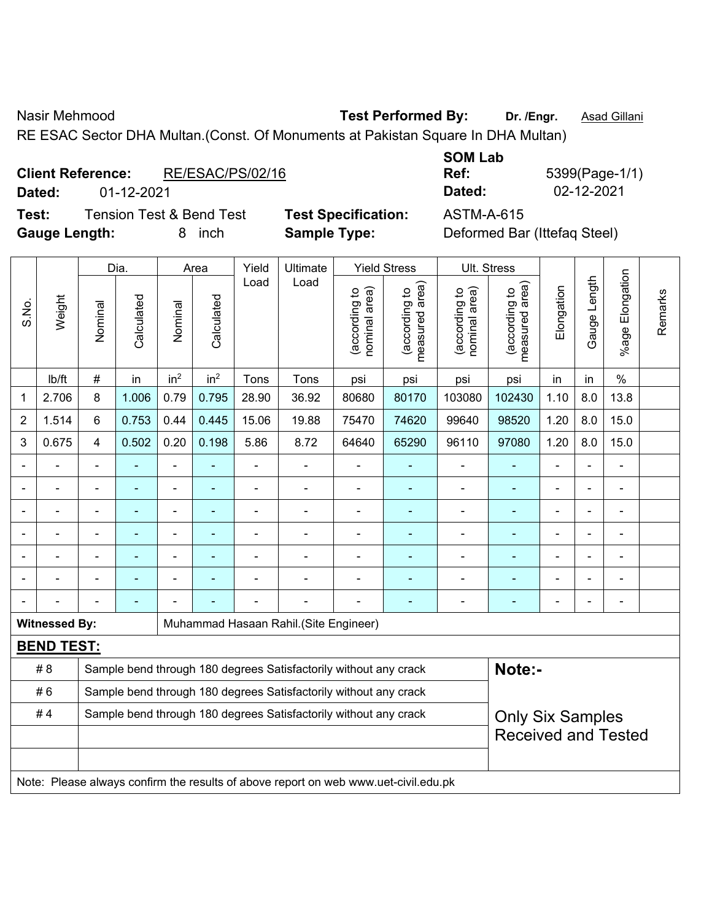Nasir Mehmood **Test Performed By:** **Dr. /Engr.** Asad Gillani

RE ESAC Sector DHA Multan.(Const. Of Monuments at Pakistan Square In DHA Multan)

**Client Reference:** RE/ESAC/PS/02/16

**Dated:** 01-12-2021

**SOM Lab Ref:** 5399(Page-1/1)

**Dated:** 02-12-2021

**Test:** Tension Test & Bend Test **Test Specification:** ASTM-A-615

**Gauge Length:** 8 inch **Sample Type:** Deformed Bar (Ittefaq Steel)

| S.No. | Weight | Dia. | | Area | | Yield Load | Ultimate Load | Yield Stress | | Ult. Stress | | Elongation | Gauge Length | %age Elongation | Remarks |
|---|---|---|---|---|---|---|---|---|---|---|---|---|---|---|---|
| | | Nominal | Calculated | Nominal | Calculated | | | (according to nominal area) | (according to measured area) | (according to nominal area) | (according to measured area) | | | | |
| | lb/ft | # | in | $in^2$ | $in^2$ | Tons | Tons | psi | psi | psi | psi | in | in | % | |
| 1 | 2.706 | 8 | 1.006 | 0.79 | 0.795 | 28.90 | 36.92 | 80680 | 80170 | 103080 | 102430 | 1.10 | 8.0 | 13.8 | |
| 2 | 1.514 | 6 | 0.753 | 0.44 | 0.445 | 15.06 | 19.88 | 75470 | 74620 | 99640 | 98520 | 1.20 | 8.0 | 15.0 | |
| 3 | 0.675 | 4 | 0.502 | 0.20 | 0.198 | 5.86 | 8.72 | 64640 | 65290 | 96110 | 97080 | 1.20 | 8.0 | 15.0 | |
| - | - | - | - | - | - | - | - | - | - | - | - | - | - | - | |
| - | - | - | - | - | - | - | - | - | - | - | - | - | - | - | |
| - | - | - | - | - | - | - | - | - | - | - | - | - | - | - | |
| - | - | - | - | - | - | - | - | - | - | - | - | - | - | - | |
| - | - | - | - | - | - | - | - | - | - | - | - | - | - | - | |
| - | - | - | - | - | - | - | - | - | - | - | - | - | - | - | |
| - | - | - | - | - | - | - | - | - | - | - | - | - | - | - | |

**Witnessed By:** Muhammad Hasaan Rahil.(Site Engineer)

**BEND TEST:**

| | |
|---|---|
| # 8 | Sample bend through 180 degrees Satisfactorily without any crack |
| # 6 | Sample bend through 180 degrees Satisfactorily without any crack |
| # 4 | Sample bend through 180 degrees Satisfactorily without any crack |

**Note:-**

Only Six Samples Received and Tested

Note: Please always confirm the results of above report on web www.uet-civil.edu.pk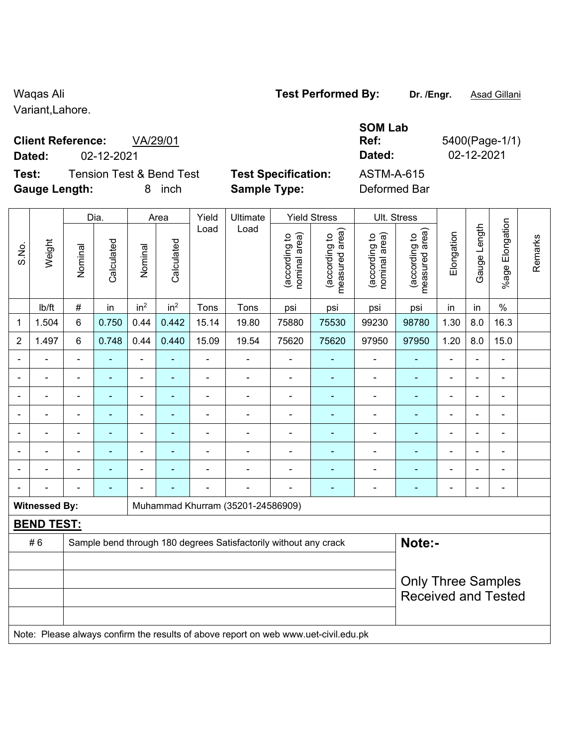Waqas Ali
Variant,Lahore.

**Test Performed By:** **Dr. /Engr.** Asad Gillani

**Client Reference:** VA/29/01
**Dated:** 02-12-2021

**SOM Lab Ref:** 5400(Page-1/1)
**Dated:** 02-12-2021

**Test:** Tension Test & Bend Test
**Gauge Length:** 8 inch

**Test Specification:** ASTM-A-615
**Sample Type:** Deformed Bar

| S.No. | Weight | Dia. | | Area | | Yield Load | Ultimate Load | Yield Stress | | Ult. Stress | | Elongation | Gauge Length | %age Elongation | Remarks |
|---|---|---|---|---|---|---|---|---|---|---|---|---|---|---|---|
| | | Nominal | Calculated | Nominal | Calculated | | | (according to nominal area) | (according to measured area) | (according to nominal area) | (according to measured area) | | | | |
| | lb/ft | # | in | in² | in² | Tons | Tons | psi | psi | psi | psi | in | in | % | |
| 1 | 1.504 | 6 | 0.750 | 0.44 | 0.442 | 15.14 | 19.80 | 75880 | 75530 | 99230 | 98780 | 1.30 | 8.0 | 16.3 | |
| 2 | 1.497 | 6 | 0.748 | 0.44 | 0.440 | 15.09 | 19.54 | 75620 | 75620 | 97950 | 97950 | 1.20 | 8.0 | 15.0 | |
| - | - | - | - | - | - | - | - | - | - | - | - | - | - | - | |
| - | - | - | - | - | - | - | - | - | - | - | - | - | - | - | |
| - | - | - | - | - | - | - | - | - | - | - | - | - | - | - | |
| - | - | - | - | - | - | - | - | - | - | - | - | - | - | - | |
| - | - | - | - | - | - | - | - | - | - | - | - | - | - | - | |
| - | - | - | - | - | - | - | - | - | - | - | - | - | - | - | |
| - | - | - | - | - | - | - | - | - | - | - | - | - | - | - | |
| - | - | - | - | - | - | - | - | - | - | - | - | - | - | - | |

**Witnessed By:** Muhammad Khurram (35201-24586909)

**BEND TEST:**

| | | |
|---|---|---|
| # 6 | Sample bend through 180 degrees Satisfactorily without any crack | **Note:-** |
| | | Only Three Samples Received and Tested |
| | | |
| | | |
| | | |

Note: Please always confirm the results of above report on web www.uet-civil.edu.pk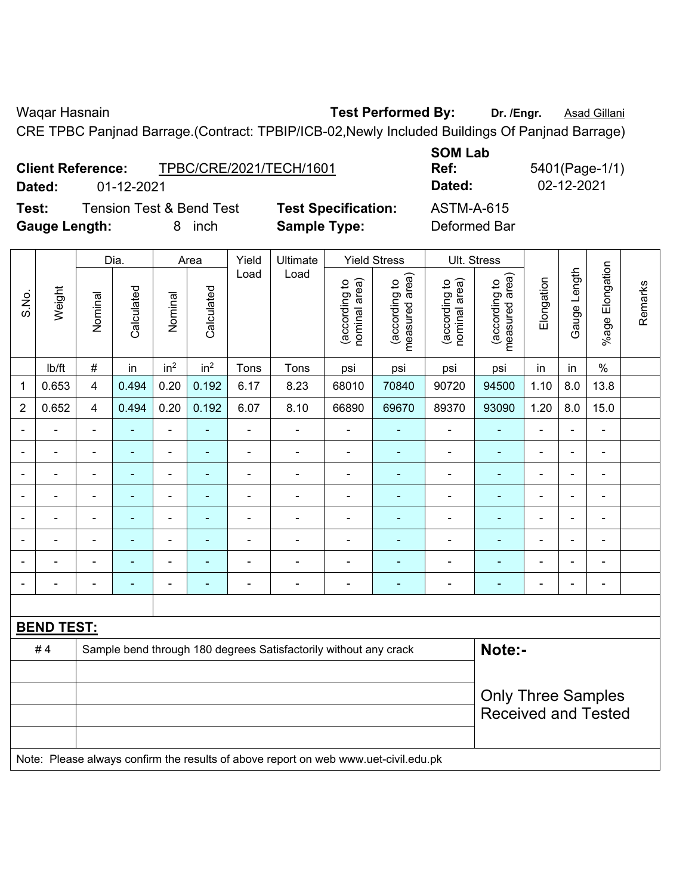Waqar Hasnain **Test Performed By:** **Dr. /Engr.** Asad Gillani

CRE TPBC Panjnad Barrage.(Contract: TPBIP/ICB-02,Newly Included Buildings Of Panjnad Barrage)

**Client Reference:** TPBC/CRE/2021/TECH/1601 **SOM Lab Ref:** 5401(Page-1/1)

**Dated:** 01-12-2021 **Dated:** 02-12-2021

**Test:** Tension Test & Bend Test **Test Specification:** ASTM-A-615

**Gauge Length:** 8 inch **Sample Type:** Deformed Bar

| S.No. | Weight | Dia. | | Area | | Yield Load | Ultimate Load | Yield Stress | | Ult. Stress | | Elongation | Gauge Length | %age Elongation | Remarks |
|---|---|---|---|---|---|---|---|---|---|---|---|---|---|---|---|
| | | Nominal | Calculated | Nominal | Calculated | | | (according to nominal area) | (according to measured area) | (according to nominal area) | (according to measured area) | | | | |
| | lb/ft | # | in | $in^2$ | $in^2$ | Tons | Tons | psi | psi | psi | psi | in | in | % | |
| 1 | 0.653 | 4 | 0.494 | 0.20 | 0.192 | 6.17 | 8.23 | 68010 | 70840 | 90720 | 94500 | 1.10 | 8.0 | 13.8 | |
| 2 | 0.652 | 4 | 0.494 | 0.20 | 0.192 | 6.07 | 8.10 | 66890 | 69670 | 89370 | 93090 | 1.20 | 8.0 | 15.0 | |
| - | - | - | - | - | - | - | - | - | - | - | - | - | - | - | |
| - | - | - | - | - | - | - | - | - | - | - | - | - | - | - | |
| - | - | - | - | - | - | - | - | - | - | - | - | - | - | - | |
| - | - | - | - | - | - | - | - | - | - | - | - | - | - | - | |
| - | - | - | - | - | - | - | - | - | - | - | - | - | - | - | |
| - | - | - | - | - | - | - | - | - | - | - | - | - | - | - | |
| - | - | - | - | - | - | - | - | - | - | - | - | - | - | - | |
| - | - | - | - | - | - | - | - | - | - | - | - | - | - | - | |

**BEND TEST:**

| | | |
|---|---|---|
| # 4 | Sample bend through 180 degrees Satisfactorily without any crack | **Note:-** |
| | | Only Three Samples Received and Tested |

Note: Please always confirm the results of above report on web www.uet-civil.edu.pk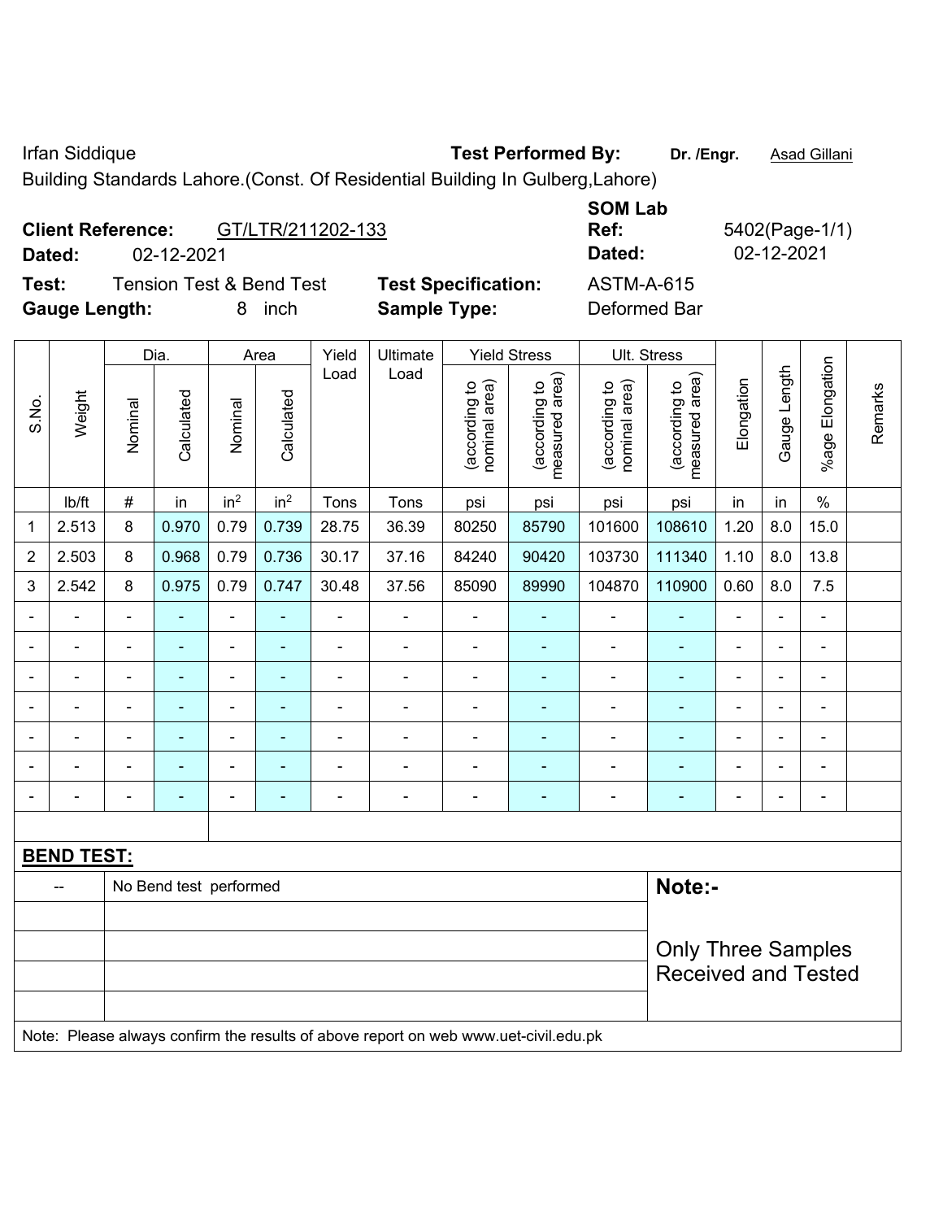Irfan Siddique | **Test Performed By:** **Dr. /Engr.** Asad Gillani

Building Standards Lahore.(Const. Of Residential Building In Gulberg,Lahore)

**Client Reference:** GT/LTR/211202-133 | **SOM Lab Ref:** 5402(Page-1/1)

**Dated:** 02-12-2021 | **Dated:** 02-12-2021

**Test:** Tension Test & Bend Test | **Test Specification:** ASTM-A-615

**Gauge Length:** 8 inch | **Sample Type:** Deformed Bar

| S.No. | Weight | Dia. | | Area | | Yield Load | Ultimate Load | Yield Stress | | Ult. Stress | | Elongation | Gauge Length | %age Elongation | Remarks |
|---|---|---|---|---|---|---|---|---|---|---|---|---|---|---|---|
| | | Nominal | Calculated | Nominal | Calculated | | | (according to nominal area) | (according to measured area) | (according to nominal area) | (according to measured area) | | | | |
| | lb/ft | # | in | in² | in² | Tons | Tons | psi | psi | psi | psi | in | in | % | |
| 1 | 2.513 | 8 | 0.970 | 0.79 | 0.739 | 28.75 | 36.39 | 80250 | 85790 | 101600 | 108610 | 1.20 | 8.0 | 15.0 | |
| 2 | 2.503 | 8 | 0.968 | 0.79 | 0.736 | 30.17 | 37.16 | 84240 | 90420 | 103730 | 111340 | 1.10 | 8.0 | 13.8 | |
| 3 | 2.542 | 8 | 0.975 | 0.79 | 0.747 | 30.48 | 37.56 | 85090 | 89990 | 104870 | 110900 | 0.60 | 8.0 | 7.5 | |
| - | - | - | - | - | - | - | - | - | - | - | - | - | - | - | |
| - | - | - | - | - | - | - | - | - | - | - | - | - | - | - | |
| - | - | - | - | - | - | - | - | - | - | - | - | - | - | - | |
| - | - | - | - | - | - | - | - | - | - | - | - | - | - | - | |
| - | - | - | - | - | - | - | - | - | - | - | - | - | - | - | |
| - | - | - | - | - | - | - | - | - | - | - | - | - | - | - | |
| - | - | - | - | - | - | - | - | - | - | - | - | - | - | - | |

**BEND TEST:**

| -- | No Bend test performed |
|---|---|

**Note:-**

Only Three Samples Received and Tested

Note: Please always confirm the results of above report on web www.uet-civil.edu.pk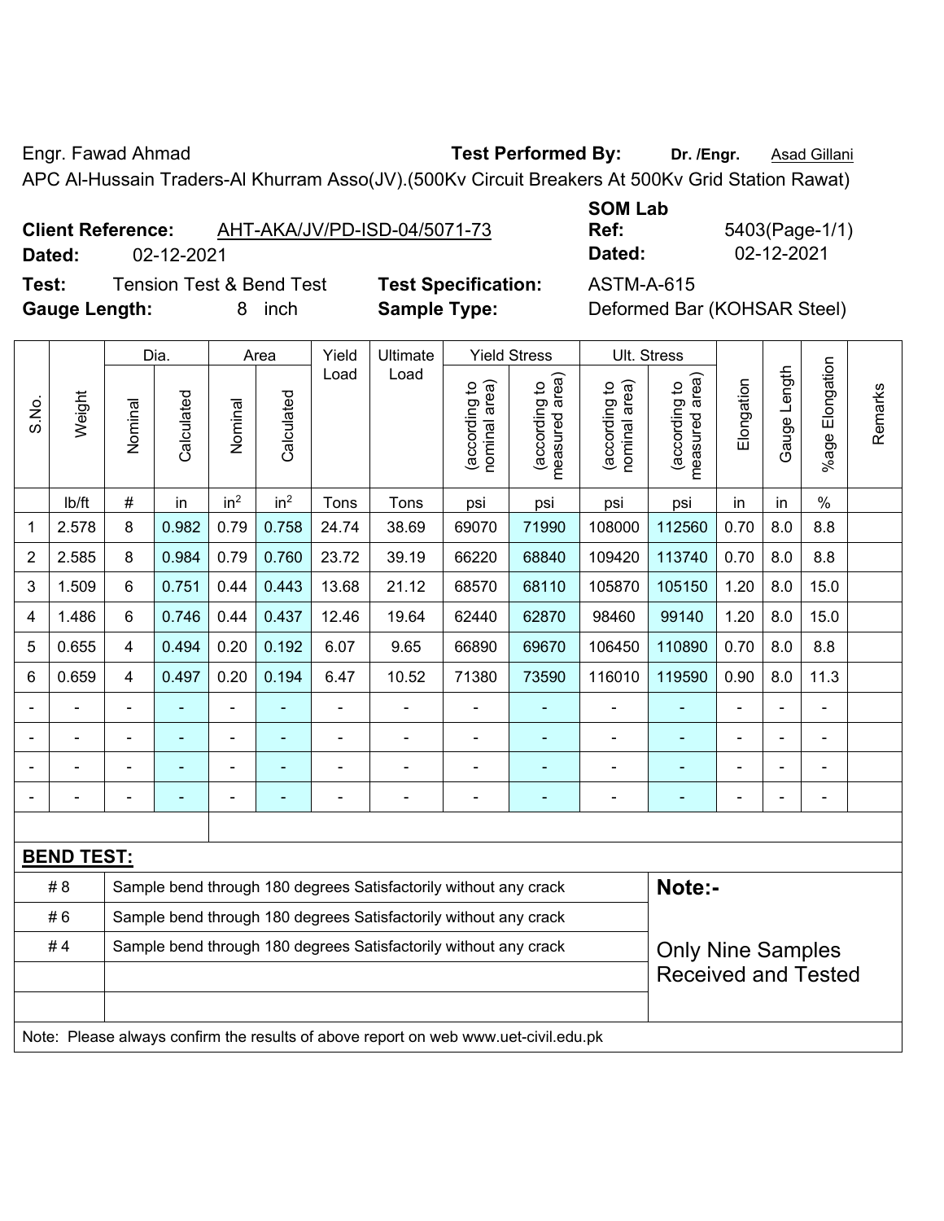Engr. Fawad Ahmad **Test Performed By:** **Dr. /Engr.** Asad Gillani

APC Al-Hussain Traders-Al Khurram Asso(JV).(500Kv Circuit Breakers At 500Kv Grid Station Rawat)

**Client Reference:** AHT-AKA/JV/PD-ISD-04/5071-73

**Dated:** 02-12-2021

**SOM Lab Ref:** 5403(Page-1/1)

**Dated:** 02-12-2021

**Test:** Tension Test & Bend Test

**Test Specification:** ASTM-A-615

**Gauge Length:** 8 inch

**Sample Type:** Deformed Bar (KOHSAR Steel)

| S.No. | Weight | Dia. | | Area | | Yield Load | Ultimate Load | Yield Stress | | Ult. Stress | | Elongation | Gauge Length | %age Elongation | Remarks |
|---|---|---|---|---|---|---|---|---|---|---|---|---|---|---|---|
| | | Nominal | Calculated | Nominal | Calculated | | | (according to nominal area) | (according to measured area) | (according to nominal area) | (according to measured area) | | | | |
| | lb/ft | # | in | $in^2$ | $in^2$ | Tons | Tons | psi | psi | psi | psi | in | in | % | |
| 1 | 2.578 | 8 | 0.982 | 0.79 | 0.758 | 24.74 | 38.69 | 69070 | 71990 | 108000 | 112560 | 0.70 | 8.0 | 8.8 | |
| 2 | 2.585 | 8 | 0.984 | 0.79 | 0.760 | 23.72 | 39.19 | 66220 | 68840 | 109420 | 113740 | 0.70 | 8.0 | 8.8 | |
| 3 | 1.509 | 6 | 0.751 | 0.44 | 0.443 | 13.68 | 21.12 | 68570 | 68110 | 105870 | 105150 | 1.20 | 8.0 | 15.0 | |
| 4 | 1.486 | 6 | 0.746 | 0.44 | 0.437 | 12.46 | 19.64 | 62440 | 62870 | 98460 | 99140 | 1.20 | 8.0 | 15.0 | |
| 5 | 0.655 | 4 | 0.494 | 0.20 | 0.192 | 6.07 | 9.65 | 66890 | 69670 | 106450 | 110890 | 0.70 | 8.0 | 8.8 | |
| 6 | 0.659 | 4 | 0.497 | 0.20 | 0.194 | 6.47 | 10.52 | 71380 | 73590 | 116010 | 119590 | 0.90 | 8.0 | 11.3 | |
| - | - | - | - | - | - | - | - | - | - | - | - | - | - | - | |
| - | - | - | - | - | - | - | - | - | - | - | - | - | - | - | |
| - | - | - | - | - | - | - | - | - | - | - | - | - | - | - | |
| - | - | - | - | - | - | - | - | - | - | - | - | - | - | - | |

**BEND TEST:**

| | | |
|---|---|---|
| # 8 | Sample bend through 180 degrees Satisfactorily without any crack | **Note:-** |
| # 6 | Sample bend through 180 degrees Satisfactorily without any crack | |
| # 4 | Sample bend through 180 degrees Satisfactorily without any crack | Only Nine Samples Received and Tested |
| | | |
| | | |

Note: Please always confirm the results of above report on web www.uet-civil.edu.pk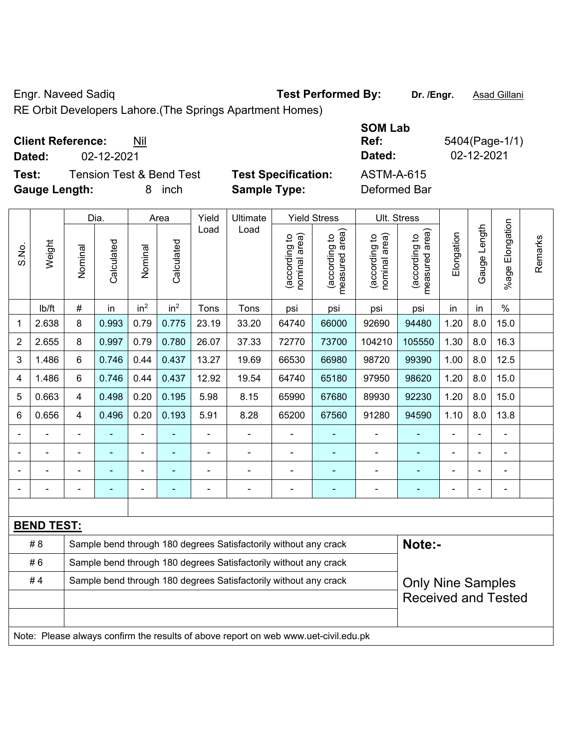Engr. Naveed Sadiq **Test Performed By:** **Dr. /Engr.** Asad Gillani

RE Orbit Developers Lahore.(The Springs Apartment Homes)

**SOM Lab**

**Client Reference:** Nil **Ref:** 5404(Page-1/1)

**Dated:** 02-12-2021 **Dated:** 02-12-2021

**Test:** Tension Test & Bend Test **Test Specification:** ASTM-A-615

**Gauge Length:** 8 inch **Sample Type:** Deformed Bar

| S.No. | Weight | Dia. | | Area | | Yield Load | Ultimate Load | Yield Stress | | Ult. Stress | | Elongation | Gauge Length | %age Elongation | Remarks |
|---|---|---|---|---|---|---|---|---|---|---|---|---|---|---|---|
| | | Nominal | Calculated | Nominal | Calculated | | | (according to nominal area) | (according to measured area) | (according to nominal area) | (according to measured area) | | | | |
| | lb/ft | # | in | $in^2$ | $in^2$ | Tons | Tons | psi | psi | psi | psi | in | in | % | |
| 1 | 2.638 | 8 | 0.993 | 0.79 | 0.775 | 23.19 | 33.20 | 64740 | 66000 | 92690 | 94480 | 1.20 | 8.0 | 15.0 | |
| 2 | 2.655 | 8 | 0.997 | 0.79 | 0.780 | 26.07 | 37.33 | 72770 | 73700 | 104210 | 105550 | 1.30 | 8.0 | 16.3 | |
| 3 | 1.486 | 6 | 0.746 | 0.44 | 0.437 | 13.27 | 19.69 | 66530 | 66980 | 98720 | 99390 | 1.00 | 8.0 | 12.5 | |
| 4 | 1.486 | 6 | 0.746 | 0.44 | 0.437 | 12.92 | 19.54 | 64740 | 65180 | 97950 | 98620 | 1.20 | 8.0 | 15.0 | |
| 5 | 0.663 | 4 | 0.498 | 0.20 | 0.195 | 5.98 | 8.15 | 65990 | 67680 | 89930 | 92230 | 1.20 | 8.0 | 15.0 | |
| 6 | 0.656 | 4 | 0.496 | 0.20 | 0.193 | 5.91 | 8.28 | 65200 | 67560 | 91280 | 94590 | 1.10 | 8.0 | 13.8 | |
| - | - | - | - | - | - | - | - | - | - | - | - | - | - | - | |
| - | - | - | - | - | - | - | - | - | - | - | - | - | - | - | |
| - | - | - | - | - | - | - | - | - | - | - | - | - | - | - | |
| - | - | - | - | - | - | - | - | - | - | - | - | - | - | - | |

**BEND TEST:**

| | | |
|---|---|---|
| # 8 | Sample bend through 180 degrees Satisfactorily without any crack | **Note:-** |
| # 6 | Sample bend through 180 degrees Satisfactorily without any crack | |
| # 4 | Sample bend through 180 degrees Satisfactorily without any crack | Only Nine Samples Received and Tested |

Note: Please always confirm the results of above report on web www.uet-civil.edu.pk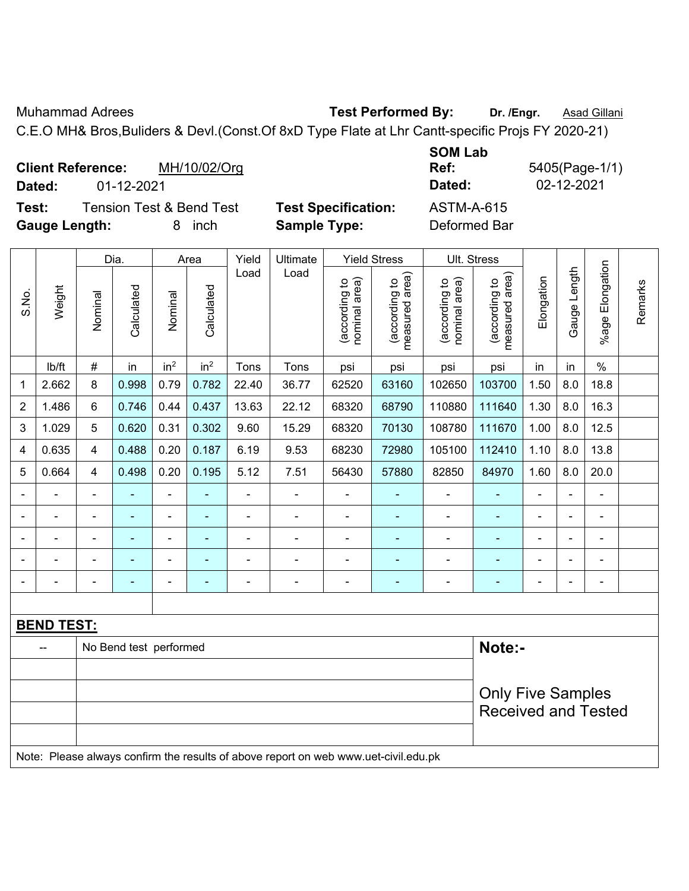Muhammad Adrees **Test Performed By:** **Dr. /Engr.** Asad Gillani

C.E.O MH& Bros,Buliders & Devl.(Const.Of 8xD Type Flate at Lhr Cantt-specific Projs FY 2020-21)

**Client Reference:** MH/10/02/Org **SOM Lab Ref:** 5405(Page-1/1)

**Dated:** 01-12-2021 **Dated:** 02-12-2021

**Test:** Tension Test & Bend Test **Test Specification:** ASTM-A-615

**Gauge Length:** 8 inch **Sample Type:** Deformed Bar

| S.No. | Weight | Dia. | | Area | | Yield Load | Ultimate Load | Yield Stress | | Ult. Stress | | Elongation | Gauge Length | %age Elongation | Remarks |
|---|---|---|---|---|---|---|---|---|---|---|---|---|---|---|---|
| | | Nominal | Calculated | Nominal | Calculated | | | (according to nominal area) | (according to measured area) | (according to nominal area) | (according to measured area) | | | | |
| | lb/ft | # | in | in$^2$ | in$^2$ | Tons | Tons | psi | psi | psi | psi | in | in | % | |
| 1 | 2.662 | 8 | 0.998 | 0.79 | 0.782 | 22.40 | 36.77 | 62520 | 63160 | 102650 | 103700 | 1.50 | 8.0 | 18.8 | |
| 2 | 1.486 | 6 | 0.746 | 0.44 | 0.437 | 13.63 | 22.12 | 68320 | 68790 | 110880 | 111640 | 1.30 | 8.0 | 16.3 | |
| 3 | 1.029 | 5 | 0.620 | 0.31 | 0.302 | 9.60 | 15.29 | 68320 | 70130 | 108780 | 111670 | 1.00 | 8.0 | 12.5 | |
| 4 | 0.635 | 4 | 0.488 | 0.20 | 0.187 | 6.19 | 9.53 | 68230 | 72980 | 105100 | 112410 | 1.10 | 8.0 | 13.8 | |
| 5 | 0.664 | 4 | 0.498 | 0.20 | 0.195 | 5.12 | 7.51 | 56430 | 57880 | 82850 | 84970 | 1.60 | 8.0 | 20.0 | |
| - | - | - | - | - | - | - | - | - | - | - | - | - | - | - | |
| - | - | - | - | - | - | - | - | - | - | - | - | - | - | - | |
| - | - | - | - | - | - | - | - | - | - | - | - | - | - | - | |
| - | - | - | - | - | - | - | - | - | - | - | - | - | - | - | |
| - | - | - | - | - | - | - | - | - | - | - | - | - | - | - | |

**BEND TEST:**

| -- | No Bend test performed |
|---|---|

**Note:-**

Only Five Samples Received and Tested

Note: Please always confirm the results of above report on web www.uet-civil.edu.pk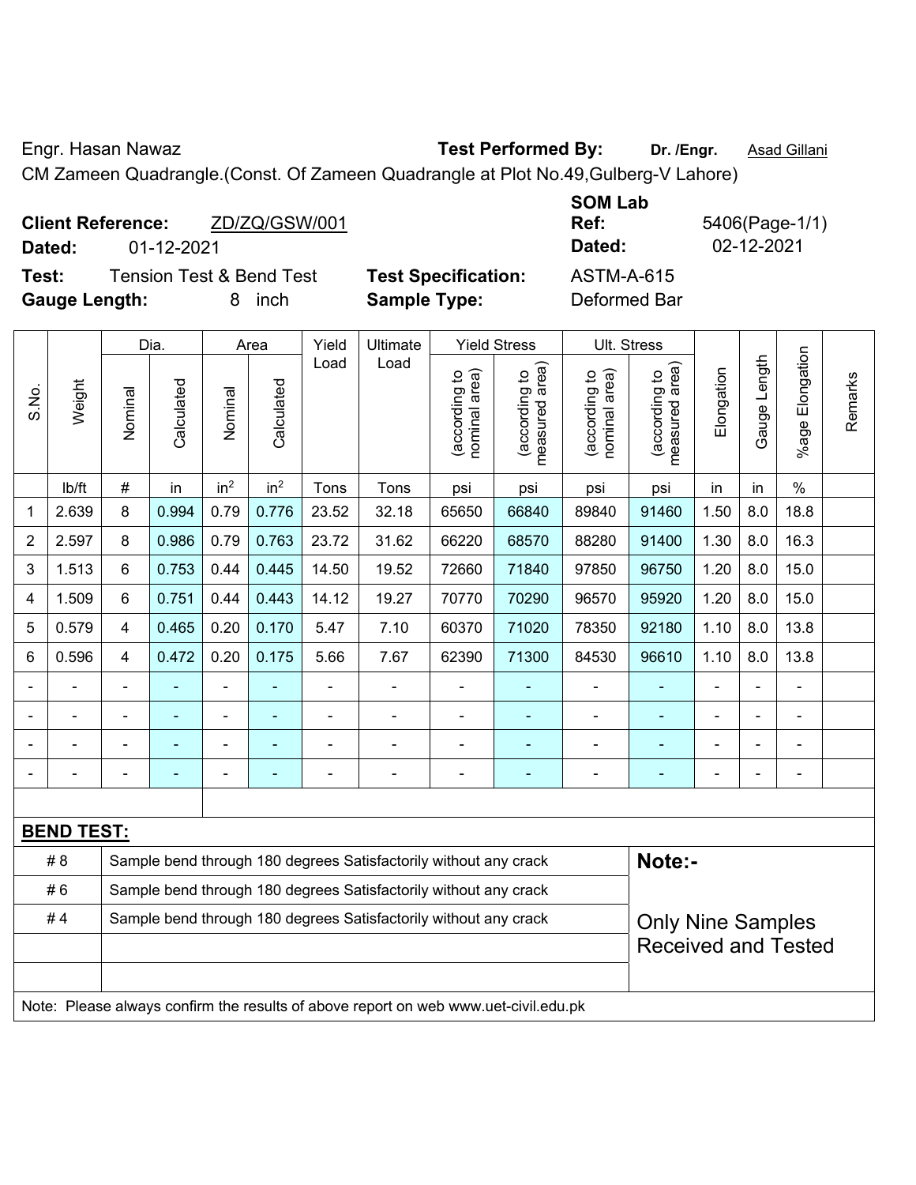Engr. Hasan Nawaz **Test Performed By:** **Dr. /Engr.** Asad Gillani

CM Zameen Quadrangle.(Const. Of Zameen Quadrangle at Plot No.49,Gulberg-V Lahore)

**Client Reference:** ZD/ZQ/GSW/001 **SOM Lab Ref:** 5406(Page-1/1)

**Dated:** 01-12-2021 **Dated:** 02-12-2021

**Test:** Tension Test & Bend Test **Test Specification:** ASTM-A-615

**Gauge Length:** 8 inch **Sample Type:** Deformed Bar

| S.No. | Weight | Dia. | | Area | | Yield Load | Ultimate Load | Yield Stress | | Ult. Stress | | Elongation | Gauge Length | %age Elongation | Remarks |
|---|---|---|---|---|---|---|---|---|---|---|---|---|---|---|---|
| | | Nominal | Calculated | Nominal | Calculated | | | (according to nominal area) | (according to measured area) | (according to nominal area) | (according to measured area) | | | | |
| | lb/ft | # | in | $in^2$ | $in^2$ | Tons | Tons | psi | psi | psi | psi | in | in | % | |
| 1 | 2.639 | 8 | 0.994 | 0.79 | 0.776 | 23.52 | 32.18 | 65650 | 66840 | 89840 | 91460 | 1.50 | 8.0 | 18.8 | |
| 2 | 2.597 | 8 | 0.986 | 0.79 | 0.763 | 23.72 | 31.62 | 66220 | 68570 | 88280 | 91400 | 1.30 | 8.0 | 16.3 | |
| 3 | 1.513 | 6 | 0.753 | 0.44 | 0.445 | 14.50 | 19.52 | 72660 | 71840 | 97850 | 96750 | 1.20 | 8.0 | 15.0 | |
| 4 | 1.509 | 6 | 0.751 | 0.44 | 0.443 | 14.12 | 19.27 | 70770 | 70290 | 96570 | 95920 | 1.20 | 8.0 | 15.0 | |
| 5 | 0.579 | 4 | 0.465 | 0.20 | 0.170 | 5.47 | 7.10 | 60370 | 71020 | 78350 | 92180 | 1.10 | 8.0 | 13.8 | |
| 6 | 0.596 | 4 | 0.472 | 0.20 | 0.175 | 5.66 | 7.67 | 62390 | 71300 | 84530 | 96610 | 1.10 | 8.0 | 13.8 | |
| - | - | - | - | - | - | - | - | - | - | - | - | - | - | - | |
| - | - | - | - | - | - | - | - | - | - | - | - | - | - | - | |
| - | - | - | - | - | - | - | - | - | - | - | - | - | - | - | |
| - | - | - | - | - | - | - | - | - | - | - | - | - | - | - | |

**BEND TEST:**

| | | |
|---|---|---|
| # 8 | Sample bend through 180 degrees Satisfactorily without any crack | **Note:-** |
| # 6 | Sample bend through 180 degrees Satisfactorily without any crack | |
| # 4 | Sample bend through 180 degrees Satisfactorily without any crack | Only Nine Samples Received and Tested |

Note: Please always confirm the results of above report on web www.uet-civil.edu.pk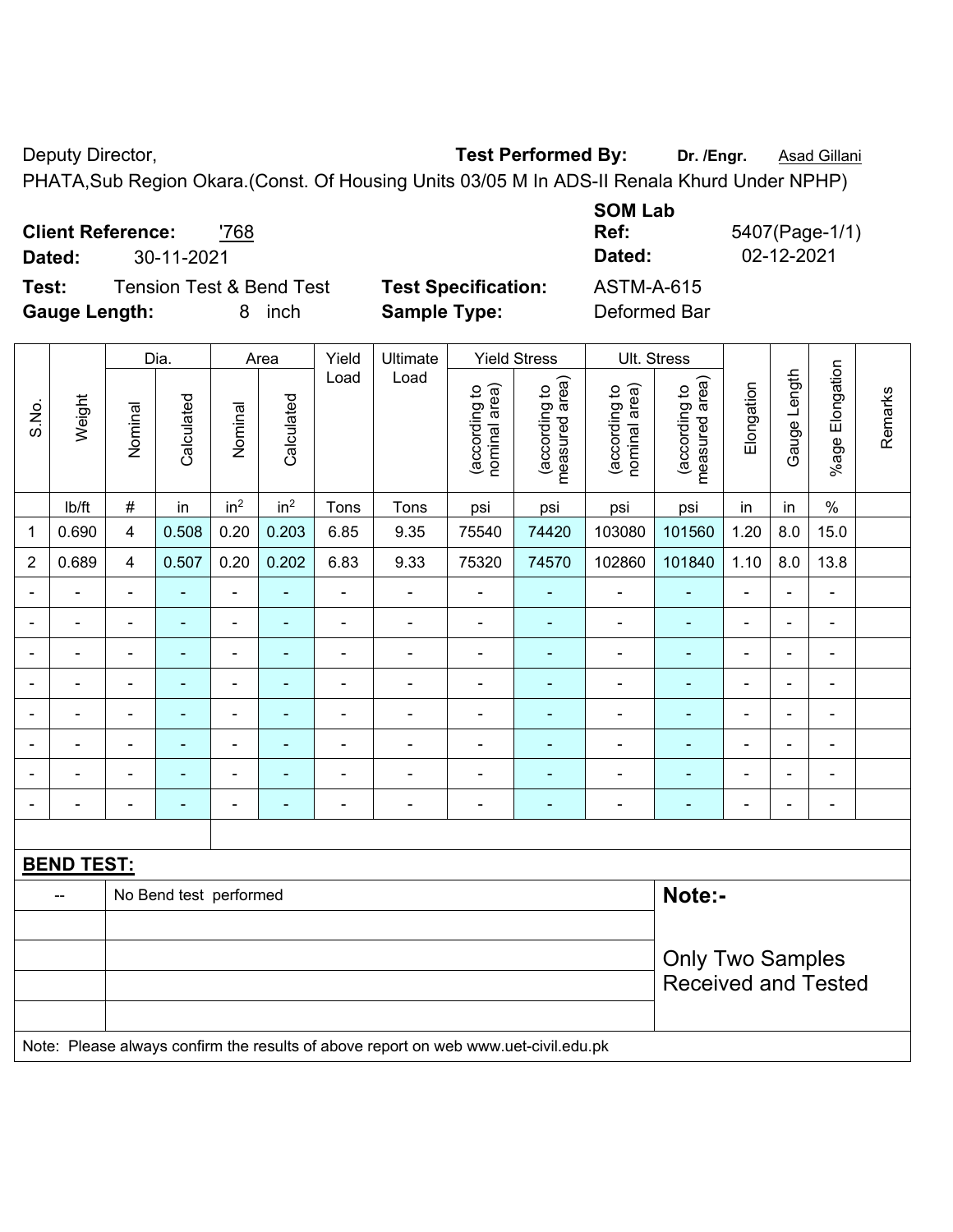Deputy Director, **Test Performed By:** **Dr. /Engr.** Asad Gillani

PHATA,Sub Region Okara.(Const. Of Housing Units 03/05 M In ADS-II Renala Khurd Under NPHP)

**Client Reference:** '768 **SOM Lab Ref:** 5407(Page-1/1)

**Dated:** 30-11-2021 **Dated:** 02-12-2021

**Test:** Tension Test & Bend Test **Test Specification:** ASTM-A-615

**Gauge Length:** 8 inch **Sample Type:** Deformed Bar

| S.No. | Weight | Dia. | | Area | | Yield Load | Ultimate Load | Yield Stress | | Ult. Stress | | Elongation | Gauge Length | %age Elongation | Remarks |
|---|---|---|---|---|---|---|---|---|---|---|---|---|---|---|---|
| | | Nominal | Calculated | Nominal | Calculated | | | (according to nominal area) | (according to measured area) | (according to nominal area) | (according to measured area) | | | | |
| | lb/ft | # | in | in² | in² | Tons | Tons | psi | psi | psi | psi | in | in | % | |
| 1 | 0.690 | 4 | 0.508 | 0.20 | 0.203 | 6.85 | 9.35 | 75540 | 74420 | 103080 | 101560 | 1.20 | 8.0 | 15.0 | |
| 2 | 0.689 | 4 | 0.507 | 0.20 | 0.202 | 6.83 | 9.33 | 75320 | 74570 | 102860 | 101840 | 1.10 | 8.0 | 13.8 | |
| - | - | - | - | - | - | - | - | - | - | - | - | - | - | - | |
| - | - | - | - | - | - | - | - | - | - | - | - | - | - | - | |
| - | - | - | - | - | - | - | - | - | - | - | - | - | - | - | |
| - | - | - | - | - | - | - | - | - | - | - | - | - | - | - | |
| - | - | - | - | - | - | - | - | - | - | - | - | - | - | - | |
| - | - | - | - | - | - | - | - | - | - | - | - | - | - | - | |
| - | - | - | - | - | - | - | - | - | - | - | - | - | - | - | |
| - | - | - | - | - | - | - | - | - | - | - | - | - | - | - | |

**BEND TEST:**

| -- | No Bend test performed | **Note:-** |
|---|---|---|
| | | Only Two Samples Received and Tested |

Note: Please always confirm the results of above report on web www.uet-civil.edu.pk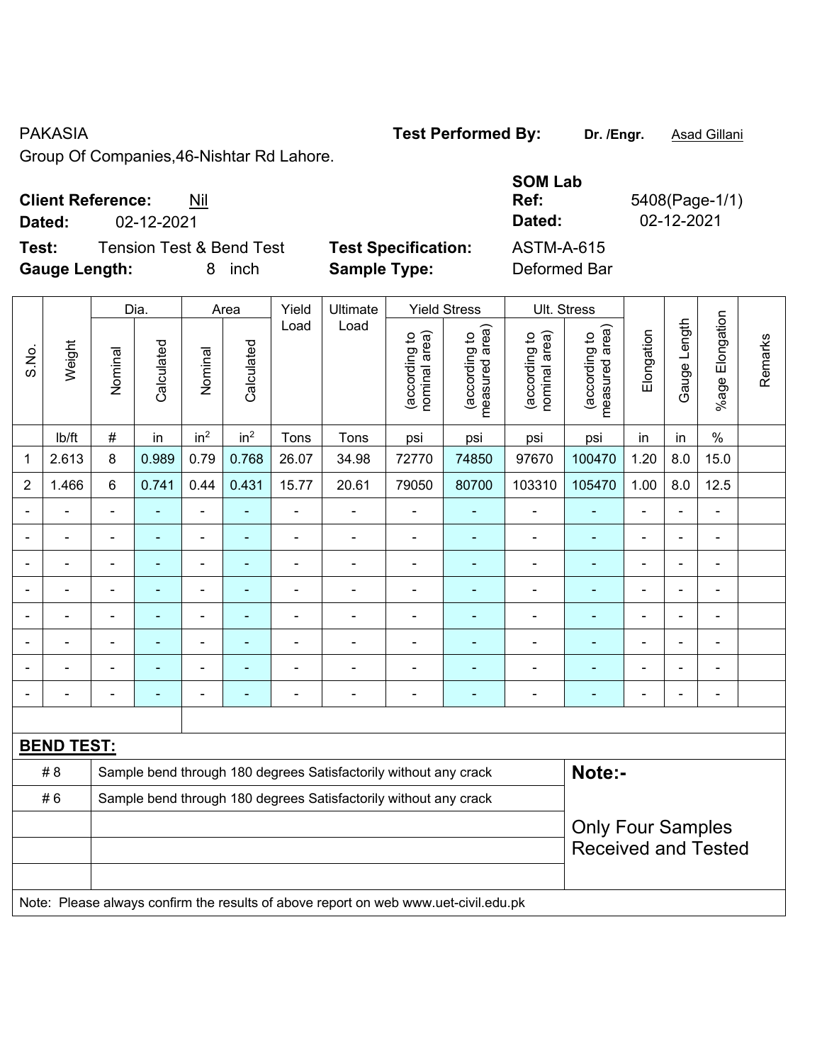PAKASIA
Group Of Companies,46-Nishtar Rd Lahore.

**Test Performed By:** Dr. /Engr. Asad Gillani

**Client Reference:** Nil
**Dated:** 02-12-2021

**SOM Lab Ref:** 5408(Page-1/1)
**Dated:** 02-12-2021

**Test:** Tension Test & Bend Test
**Gauge Length:** 8 inch

**Test Specification:** ASTM-A-615
**Sample Type:** Deformed Bar

| S.No. | Weight | Dia. | | Area | | Yield Load | Ultimate Load | Yield Stress | | Ult. Stress | | Elongation | Gauge Length | %age Elongation | Remarks |
|---|---|---|---|---|---|---|---|---|---|---|---|---|---|---|---|
| | | Nominal | Calculated | Nominal | Calculated | | | (according to nominal area) | (according to measured area) | (according to nominal area) | (according to measured area) | | | | |
| | lb/ft | # | in | $in^2$ | $in^2$ | Tons | Tons | psi | psi | psi | psi | in | in | % | |
| 1 | 2.613 | 8 | 0.989 | 0.79 | 0.768 | 26.07 | 34.98 | 72770 | 74850 | 97670 | 100470 | 1.20 | 8.0 | 15.0 | |
| 2 | 1.466 | 6 | 0.741 | 0.44 | 0.431 | 15.77 | 20.61 | 79050 | 80700 | 103310 | 105470 | 1.00 | 8.0 | 12.5 | |
| - | - | - | - | - | - | - | - | - | - | - | - | - | - | - | |
| - | - | - | - | - | - | - | - | - | - | - | - | - | - | - | |
| - | - | - | - | - | - | - | - | - | - | - | - | - | - | - | |
| - | - | - | - | - | - | - | - | - | - | - | - | - | - | - | |
| - | - | - | - | - | - | - | - | - | - | - | - | - | - | - | |
| - | - | - | - | - | - | - | - | - | - | - | - | - | - | - | |
| - | - | - | - | - | - | - | - | - | - | - | - | - | - | - | |
| - | - | - | - | - | - | - | - | - | - | - | - | - | - | - | |

**BEND TEST:**

| | |
|---|---|
| # 8 | Sample bend through 180 degrees Satisfactorily without any crack |
| # 6 | Sample bend through 180 degrees Satisfactorily without any crack |

**Note:-**

Only Four Samples Received and Tested

Note: Please always confirm the results of above report on web www.uet-civil.edu.pk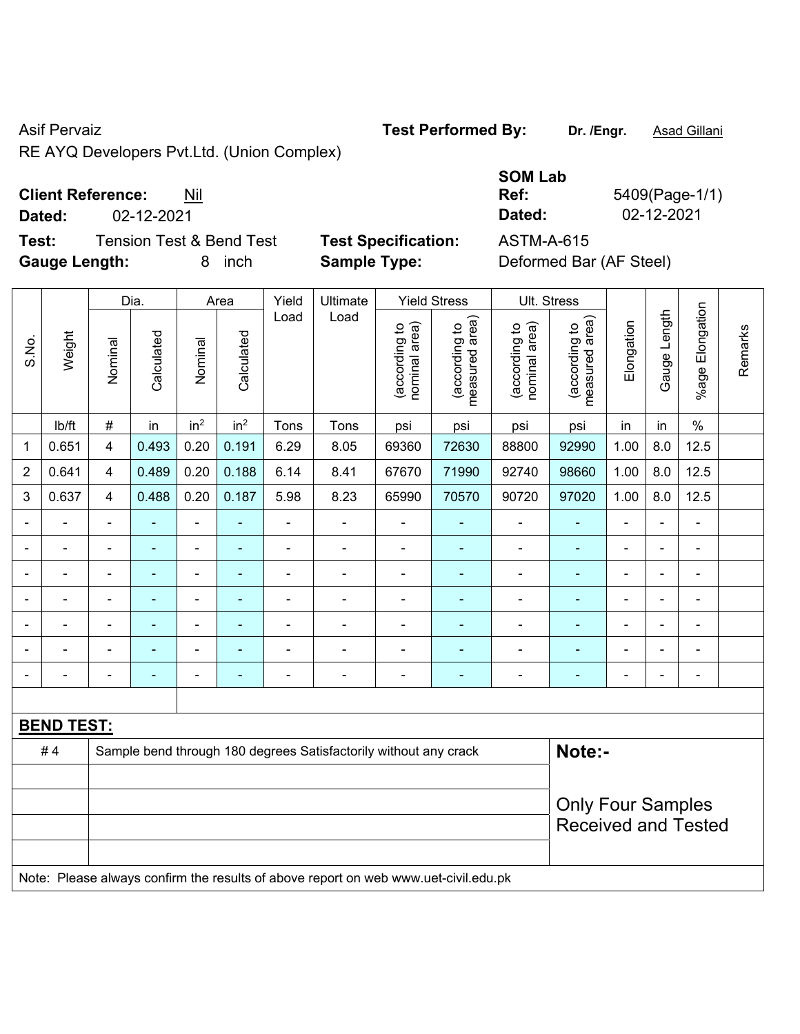Asif Pervaiz

RE AYQ Developers Pvt.Ltd. (Union Complex)

**Test Performed By:** **Dr. /Engr.** Asad Gillani

**SOM Lab**

**Client Reference:** Nil

**Dated:** 02-12-2021

**Ref:** 5409(Page-1/1)

**Dated:** 02-12-2021

**Test:** Tension Test & Bend Test

**Gauge Length:** 8 inch

**Test Specification:** ASTM-A-615

**Sample Type:** Deformed Bar (AF Steel)

| S.No. | Weight | Dia. | | Area | | Yield Load | Ultimate Load | Yield Stress | | Ult. Stress | | Elongation | Gauge Length | %age Elongation | Remarks |
|---|---|---|---|---|---|---|---|---|---|---|---|---|---|---|---|
| | | Nominal | Calculated | Nominal | Calculated | | | (according to nominal area) | (according to measured area) | (according to nominal area) | (according to measured area) | | | | |
| | lb/ft | # | in | $in^2$ | $in^2$ | Tons | Tons | psi | psi | psi | psi | in | in | % | |
| 1 | 0.651 | 4 | 0.493 | 0.20 | 0.191 | 6.29 | 8.05 | 69360 | 72630 | 88800 | 92990 | 1.00 | 8.0 | 12.5 | |
| 2 | 0.641 | 4 | 0.489 | 0.20 | 0.188 | 6.14 | 8.41 | 67670 | 71990 | 92740 | 98660 | 1.00 | 8.0 | 12.5 | |
| 3 | 0.637 | 4 | 0.488 | 0.20 | 0.187 | 5.98 | 8.23 | 65990 | 70570 | 90720 | 97020 | 1.00 | 8.0 | 12.5 | |
| - | - | - | - | - | - | - | - | - | - | - | - | - | - | - | |
| - | - | - | - | - | - | - | - | - | - | - | - | - | - | - | |
| - | - | - | - | - | - | - | - | - | - | - | - | - | - | - | |
| - | - | - | - | - | - | - | - | - | - | - | - | - | - | - | |
| - | - | - | - | - | - | - | - | - | - | - | - | - | - | - | |
| - | - | - | - | - | - | - | - | - | - | - | - | - | - | - | |
| - | - | - | - | - | - | - | - | - | - | - | - | - | - | - | |

**BEND TEST:**

| | |
|---|---|
| # 4 | Sample bend through 180 degrees Satisfactorily without any crack |

**Note:-**

Only Four Samples Received and Tested

Note: Please always confirm the results of above report on web www.uet-civil.edu.pk